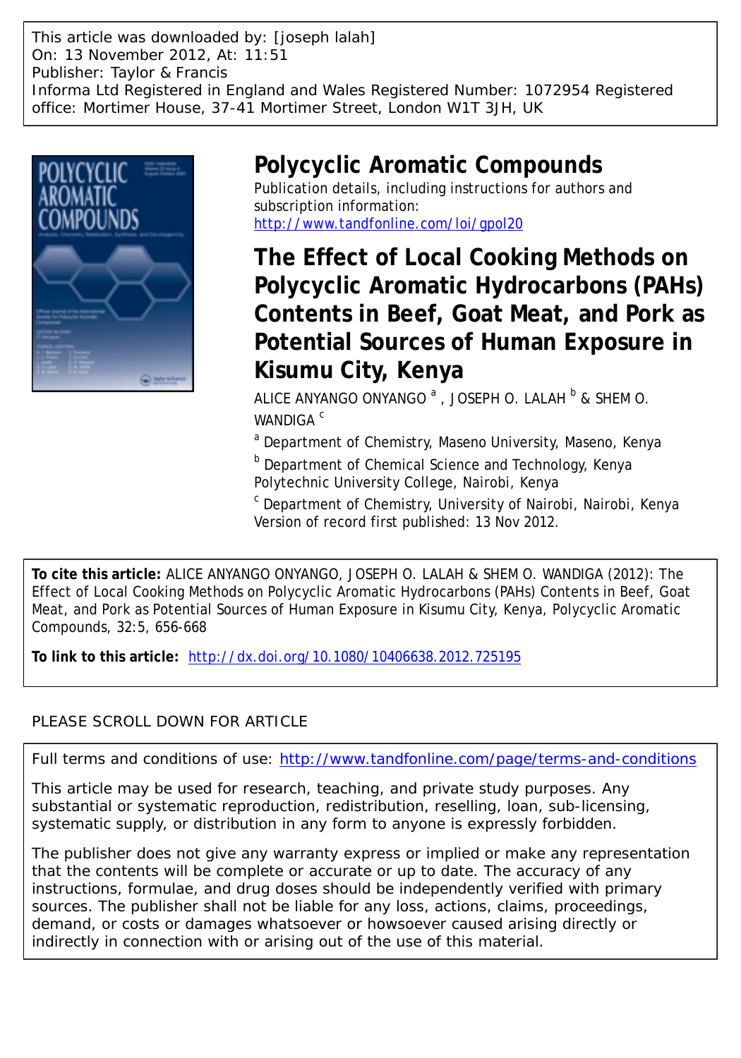This article was downloaded by: [joseph lalah]
On: 13 November 2012, At: 11:51
Publisher: Taylor & Francis
Informa Ltd Registered in England and Wales Registered Number: 1072954 Registered office: Mortimer House, 37-41 Mortimer Street, London W1T 3JH, UK

# Polycyclic Aromatic Compounds

Publication details, including instructions for authors and subscription information:
http://www.tandfonline.com/loi/gpol20

# The Effect of Local Cooking Methods on Polycyclic Aromatic Hydrocarbons (PAHs) Contents in Beef, Goat Meat, and Pork as Potential Sources of Human Exposure in Kisumu City, Kenya

ALICE ANYANGO ONYANGO [a], JOSEPH O. LALAH [b] & SHEM O. WANDIGA [c]

[a] Department of Chemistry, Maseno University, Maseno, Kenya

[b] Department of Chemical Science and Technology, Kenya Polytechnic University College, Nairobi, Kenya

[c] Department of Chemistry, University of Nairobi, Nairobi, Kenya

Version of record first published: 13 Nov 2012.

**To cite this article:** ALICE ANYANGO ONYANGO, JOSEPH O. LALAH & SHEM O. WANDIGA (2012): The Effect of Local Cooking Methods on Polycyclic Aromatic Hydrocarbons (PAHs) Contents in Beef, Goat Meat, and Pork as Potential Sources of Human Exposure in Kisumu City, Kenya, Polycyclic Aromatic Compounds, 32:5, 656-668

**To link to this article:** http://dx.doi.org/10.1080/10406638.2012.725195

PLEASE SCROLL DOWN FOR ARTICLE

Full terms and conditions of use: http://www.tandfonline.com/page/terms-and-conditions

This article may be used for research, teaching, and private study purposes. Any substantial or systematic reproduction, redistribution, reselling, loan, sub-licensing, systematic supply, or distribution in any form to anyone is expressly forbidden.

The publisher does not give any warranty express or implied or make any representation that the contents will be complete or accurate or up to date. The accuracy of any instructions, formulae, and drug doses should be independently verified with primary sources. The publisher shall not be liable for any loss, actions, claims, proceedings, demand, or costs or damages whatsoever or howsoever caused arising directly or indirectly in connection with or arising out of the use of this material.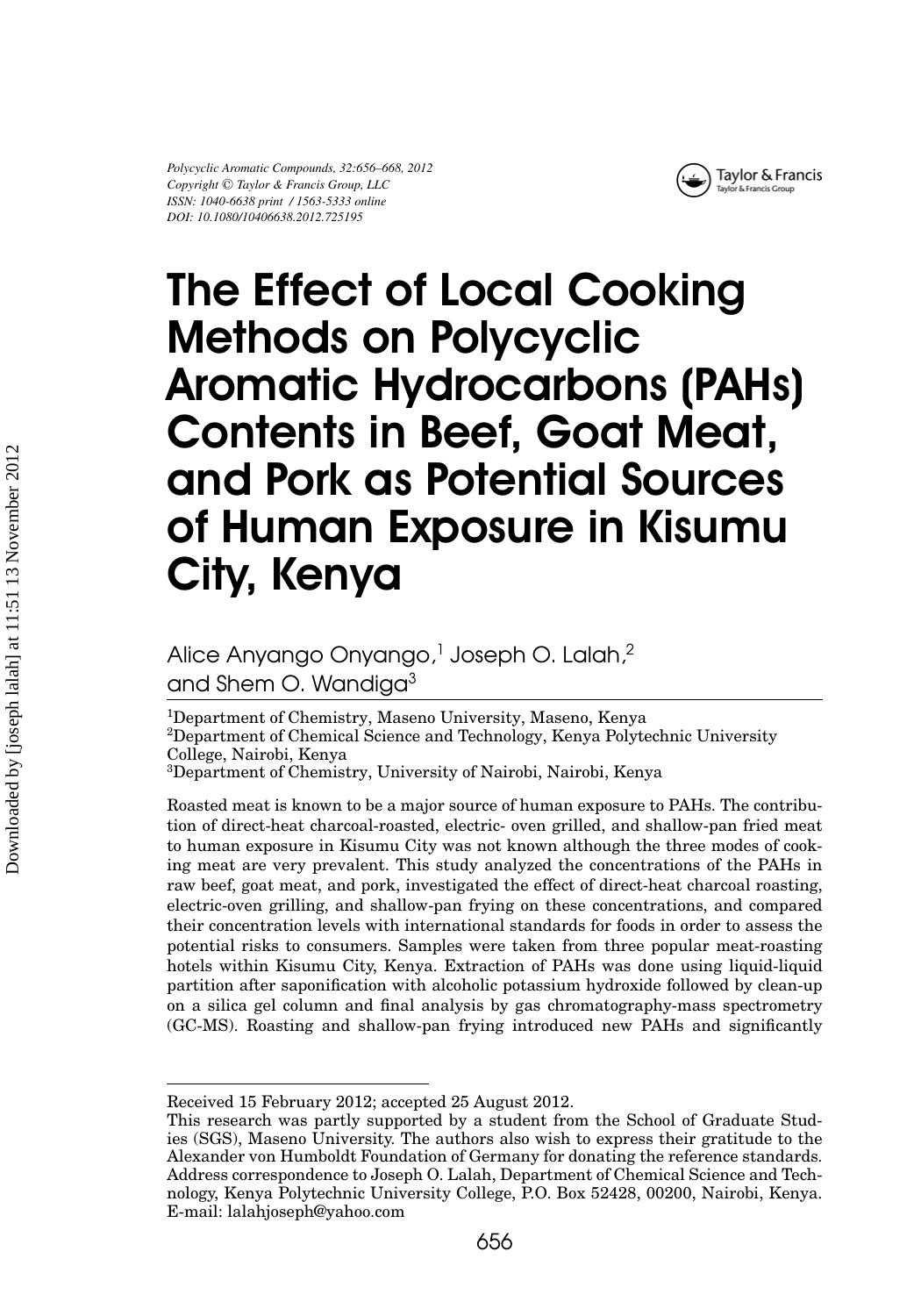# The Effect of Local Cooking Methods on Polycyclic Aromatic Hydrocarbons (PAHs) Contents in Beef, Goat Meat, and Pork as Potential Sources of Human Exposure in Kisumu City, Kenya

Alice Anyango Onyango,[1] Joseph O. Lalah,[2] and Shem O. Wandiga[3]

[1]Department of Chemistry, Maseno University, Maseno, Kenya
[2]Department of Chemical Science and Technology, Kenya Polytechnic University College, Nairobi, Kenya
[3]Department of Chemistry, University of Nairobi, Nairobi, Kenya

Roasted meat is known to be a major source of human exposure to PAHs. The contribution of direct-heat charcoal-roasted, electric- oven grilled, and shallow-pan fried meat to human exposure in Kisumu City was not known although the three modes of cooking meat are very prevalent. This study analyzed the concentrations of the PAHs in raw beef, goat meat, and pork, investigated the effect of direct-heat charcoal roasting, electric-oven grilling, and shallow-pan frying on these concentrations, and compared their concentration levels with international standards for foods in order to assess the potential risks to consumers. Samples were taken from three popular meat-roasting hotels within Kisumu City, Kenya. Extraction of PAHs was done using liquid-liquid partition after saponification with alcoholic potassium hydroxide followed by clean-up on a silica gel column and final analysis by gas chromatography-mass spectrometry (GC-MS). Roasting and shallow-pan frying introduced new PAHs and significantly

---

Received 15 February 2012; accepted 25 August 2012.

This research was partly supported by a student from the School of Graduate Studies (SGS), Maseno University. The authors also wish to express their gratitude to the Alexander von Humboldt Foundation of Germany for donating the reference standards.

Address correspondence to Joseph O. Lalah, Department of Chemical Science and Technology, Kenya Polytechnic University College, P.O. Box 52428, 00200, Nairobi, Kenya. E-mail: lalahjoseph@yahoo.com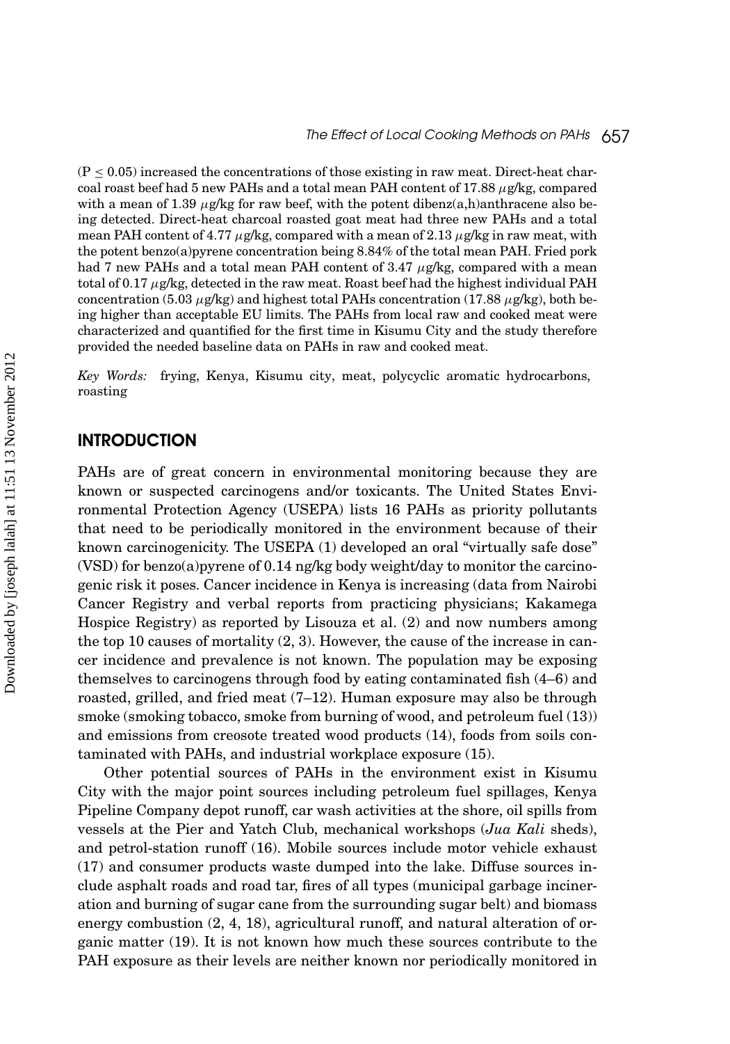($P \leq 0.05$) increased the concentrations of those existing in raw meat. Direct-heat charcoal roast beef had 5 new PAHs and a total mean PAH content of 17.88 $\mu$g/kg, compared with a mean of 1.39 $\mu$g/kg for raw beef, with the potent dibenz(a,h)anthracene also being detected. Direct-heat charcoal roasted goat meat had three new PAHs and a total mean PAH content of 4.77 $\mu$g/kg, compared with a mean of 2.13 $\mu$g/kg in raw meat, with the potent benzo(a)pyrene concentration being 8.84% of the total mean PAH. Fried pork had 7 new PAHs and a total mean PAH content of 3.47 $\mu$g/kg, compared with a mean total of 0.17 $\mu$g/kg, detected in the raw meat. Roast beef had the highest individual PAH concentration (5.03 $\mu$g/kg) and highest total PAHs concentration (17.88 $\mu$g/kg), both being higher than acceptable EU limits. The PAHs from local raw and cooked meat were characterized and quantified for the first time in Kisumu City and the study therefore provided the needed baseline data on PAHs in raw and cooked meat.

*Key Words:* frying, Kenya, Kisumu city, meat, polycyclic aromatic hydrocarbons, roasting

## INTRODUCTION

PAHs are of great concern in environmental monitoring because they are known or suspected carcinogens and/or toxicants. The United States Environmental Protection Agency (USEPA) lists 16 PAHs as priority pollutants that need to be periodically monitored in the environment because of their known carcinogenicity. The USEPA (1) developed an oral "virtually safe dose" (VSD) for benzo(a)pyrene of 0.14 ng/kg body weight/day to monitor the carcinogenic risk it poses. Cancer incidence in Kenya is increasing (data from Nairobi Cancer Registry and verbal reports from practicing physicians; Kakamega Hospice Registry) as reported by Lisouza et al. (2) and now numbers among the top 10 causes of mortality (2, 3). However, the cause of the increase in cancer incidence and prevalence is not known. The population may be exposing themselves to carcinogens through food by eating contaminated fish (4–6) and roasted, grilled, and fried meat (7–12). Human exposure may also be through smoke (smoking tobacco, smoke from burning of wood, and petroleum fuel (13)) and emissions from creosote treated wood products (14), foods from soils contaminated with PAHs, and industrial workplace exposure (15).

Other potential sources of PAHs in the environment exist in Kisumu City with the major point sources including petroleum fuel spillages, Kenya Pipeline Company depot runoff, car wash activities at the shore, oil spills from vessels at the Pier and Yatch Club, mechanical workshops (*Jua Kali* sheds), and petrol-station runoff (16). Mobile sources include motor vehicle exhaust (17) and consumer products waste dumped into the lake. Diffuse sources include asphalt roads and road tar, fires of all types (municipal garbage incineration and burning of sugar cane from the surrounding sugar belt) and biomass energy combustion (2, 4, 18), agricultural runoff, and natural alteration of organic matter (19). It is not known how much these sources contribute to the PAH exposure as their levels are neither known nor periodically monitored in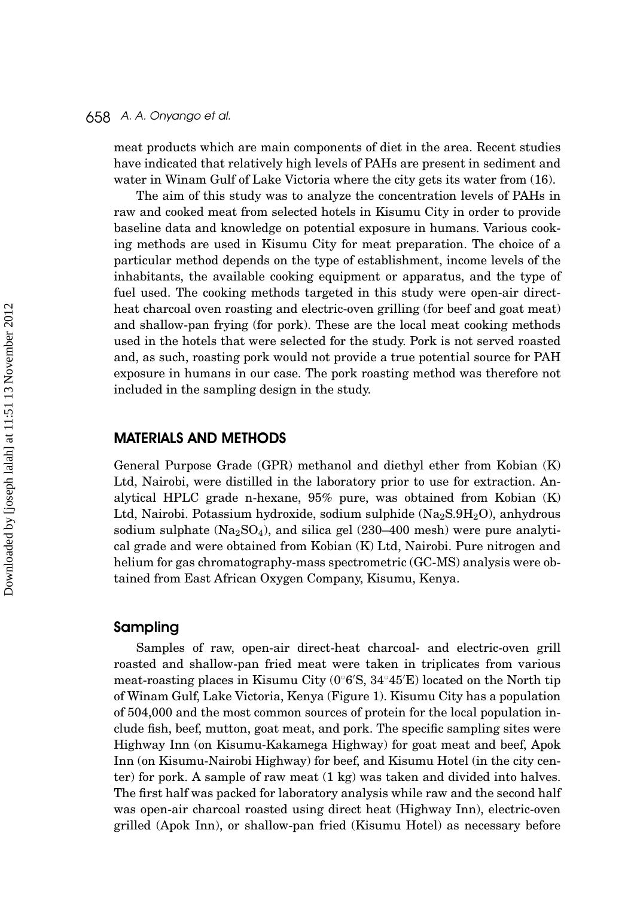meat products which are main components of diet in the area. Recent studies have indicated that relatively high levels of PAHs are present in sediment and water in Winam Gulf of Lake Victoria where the city gets its water from (16).

The aim of this study was to analyze the concentration levels of PAHs in raw and cooked meat from selected hotels in Kisumu City in order to provide baseline data and knowledge on potential exposure in humans. Various cooking methods are used in Kisumu City for meat preparation. The choice of a particular method depends on the type of establishment, income levels of the inhabitants, the available cooking equipment or apparatus, and the type of fuel used. The cooking methods targeted in this study were open-air direct-heat charcoal oven roasting and electric-oven grilling (for beef and goat meat) and shallow-pan frying (for pork). These are the local meat cooking methods used in the hotels that were selected for the study. Pork is not served roasted and, as such, roasting pork would not provide a true potential source for PAH exposure in humans in our case. The pork roasting method was therefore not included in the sampling design in the study.

## MATERIALS AND METHODS

General Purpose Grade (GPR) methanol and diethyl ether from Kobian (K) Ltd, Nairobi, were distilled in the laboratory prior to use for extraction. Analytical HPLC grade n-hexane, 95% pure, was obtained from Kobian (K) Ltd, Nairobi. Potassium hydroxide, sodium sulphide ($Na_2S.9H_2O$), anhydrous sodium sulphate ($Na_2SO_4$), and silica gel (230–400 mesh) were pure analytical grade and were obtained from Kobian (K) Ltd, Nairobi. Pure nitrogen and helium for gas chromatography-mass spectrometric (GC-MS) analysis were obtained from East African Oxygen Company, Kisumu, Kenya.

### Sampling

Samples of raw, open-air direct-heat charcoal- and electric-oven grill roasted and shallow-pan fried meat were taken in triplicates from various meat-roasting places in Kisumu City (0°6′S, 34°45′E) located on the North tip of Winam Gulf, Lake Victoria, Kenya (Figure 1). Kisumu City has a population of 504,000 and the most common sources of protein for the local population include fish, beef, mutton, goat meat, and pork. The specific sampling sites were Highway Inn (on Kisumu-Kakamega Highway) for goat meat and beef, Apok Inn (on Kisumu-Nairobi Highway) for beef, and Kisumu Hotel (in the city center) for pork. A sample of raw meat (1 kg) was taken and divided into halves. The first half was packed for laboratory analysis while raw and the second half was open-air charcoal roasted using direct heat (Highway Inn), electric-oven grilled (Apok Inn), or shallow-pan fried (Kisumu Hotel) as necessary before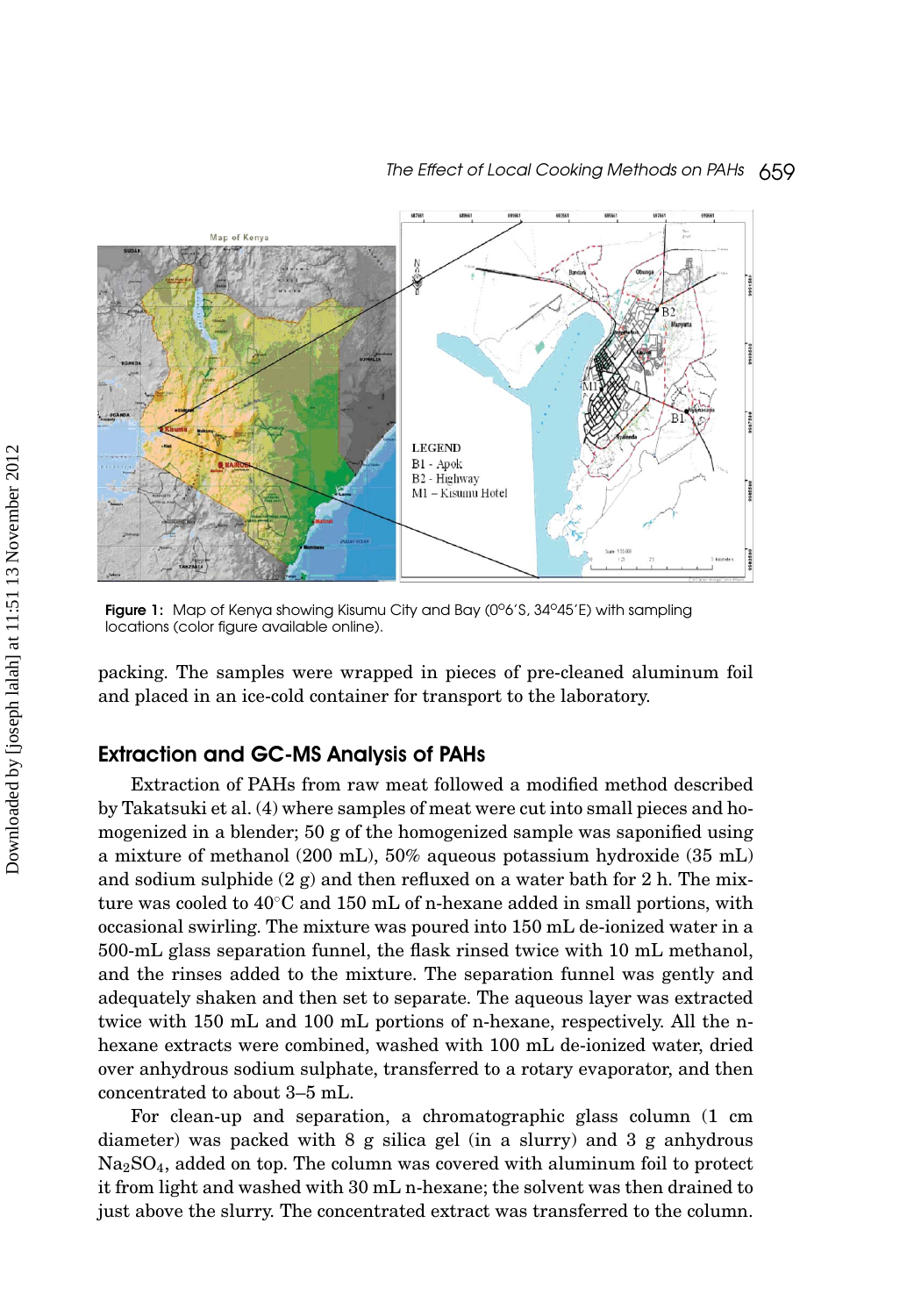Figure 1: Map of Kenya showing Kisumu City and Bay (0°6′S, 34°45′E) with sampling locations (color figure available online).

packing. The samples were wrapped in pieces of pre-cleaned aluminum foil and placed in an ice-cold container for transport to the laboratory.

## Extraction and GC-MS Analysis of PAHs

Extraction of PAHs from raw meat followed a modified method described by Takatsuki et al. (4) where samples of meat were cut into small pieces and homogenized in a blender; 50 g of the homogenized sample was saponified using a mixture of methanol (200 mL), 50% aqueous potassium hydroxide (35 mL) and sodium sulphide (2 g) and then refluxed on a water bath for 2 h. The mixture was cooled to 40°C and 150 mL of n-hexane added in small portions, with occasional swirling. The mixture was poured into 150 mL de-ionized water in a 500-mL glass separation funnel, the flask rinsed twice with 10 mL methanol, and the rinses added to the mixture. The separation funnel was gently and adequately shaken and then set to separate. The aqueous layer was extracted twice with 150 mL and 100 mL portions of n-hexane, respectively. All the n-hexane extracts were combined, washed with 100 mL de-ionized water, dried over anhydrous sodium sulphate, transferred to a rotary evaporator, and then concentrated to about 3–5 mL.

For clean-up and separation, a chromatographic glass column (1 cm diameter) was packed with 8 g silica gel (in a slurry) and 3 g anhydrous $Na_2SO_4$, added on top. The column was covered with aluminum foil to protect it from light and washed with 30 mL n-hexane; the solvent was then drained to just above the slurry. The concentrated extract was transferred to the column.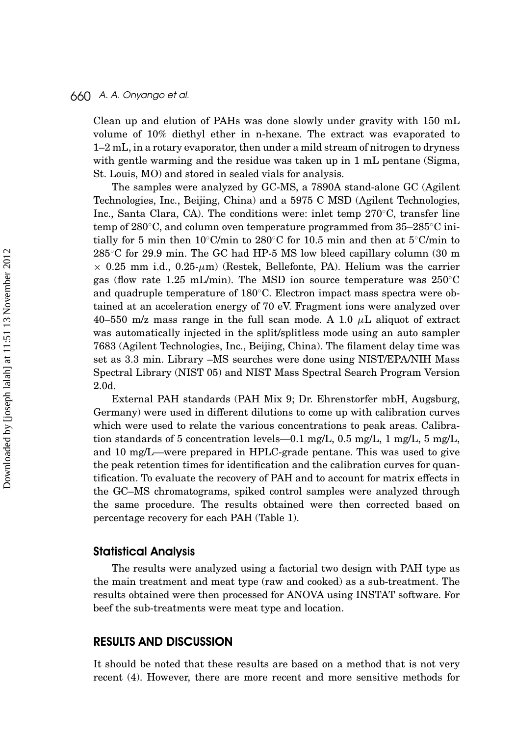Clean up and elution of PAHs was done slowly under gravity with 150 mL volume of 10% diethyl ether in n-hexane. The extract was evaporated to 1–2 mL, in a rotary evaporator, then under a mild stream of nitrogen to dryness with gentle warming and the residue was taken up in 1 mL pentane (Sigma, St. Louis, MO) and stored in sealed vials for analysis.

The samples were analyzed by GC-MS, a 7890A stand-alone GC (Agilent Technologies, Inc., Beijing, China) and a 5975 C MSD (Agilent Technologies, Inc., Santa Clara, CA). The conditions were: inlet temp 270°C, transfer line temp of 280°C, and column oven temperature programmed from 35–285°C initially for 5 min then 10°C/min to 280°C for 10.5 min and then at 5°C/min to 285°C for 29.9 min. The GC had HP-5 MS low bleed capillary column (30 m × 0.25 mm i.d., 0.25-$\mu$m) (Restek, Bellefonte, PA). Helium was the carrier gas (flow rate 1.25 mL/min). The MSD ion source temperature was 250°C and quadruple temperature of 180°C. Electron impact mass spectra were obtained at an acceleration energy of 70 eV. Fragment ions were analyzed over 40–550 m/z mass range in the full scan mode. A 1.0 $\mu$L aliquot of extract was automatically injected in the split/splitless mode using an auto sampler 7683 (Agilent Technologies, Inc., Beijing, China). The filament delay time was set as 3.3 min. Library –MS searches were done using NIST/EPA/NIH Mass Spectral Library (NIST 05) and NIST Mass Spectral Search Program Version 2.0d.

External PAH standards (PAH Mix 9; Dr. Ehrenstorfer mbH, Augsburg, Germany) were used in different dilutions to come up with calibration curves which were used to relate the various concentrations to peak areas. Calibration standards of 5 concentration levels—0.1 mg/L, 0.5 mg/L, 1 mg/L, 5 mg/L, and 10 mg/L—were prepared in HPLC-grade pentane. This was used to give the peak retention times for identification and the calibration curves for quantification. To evaluate the recovery of PAH and to account for matrix effects in the GC–MS chromatograms, spiked control samples were analyzed through the same procedure. The results obtained were then corrected based on percentage recovery for each PAH (Table 1).

### Statistical Analysis

The results were analyzed using a factorial two design with PAH type as the main treatment and meat type (raw and cooked) as a sub-treatment. The results obtained were then processed for ANOVA using INSTAT software. For beef the sub-treatments were meat type and location.

## RESULTS AND DISCUSSION

It should be noted that these results are based on a method that is not very recent (4). However, there are more recent and more sensitive methods for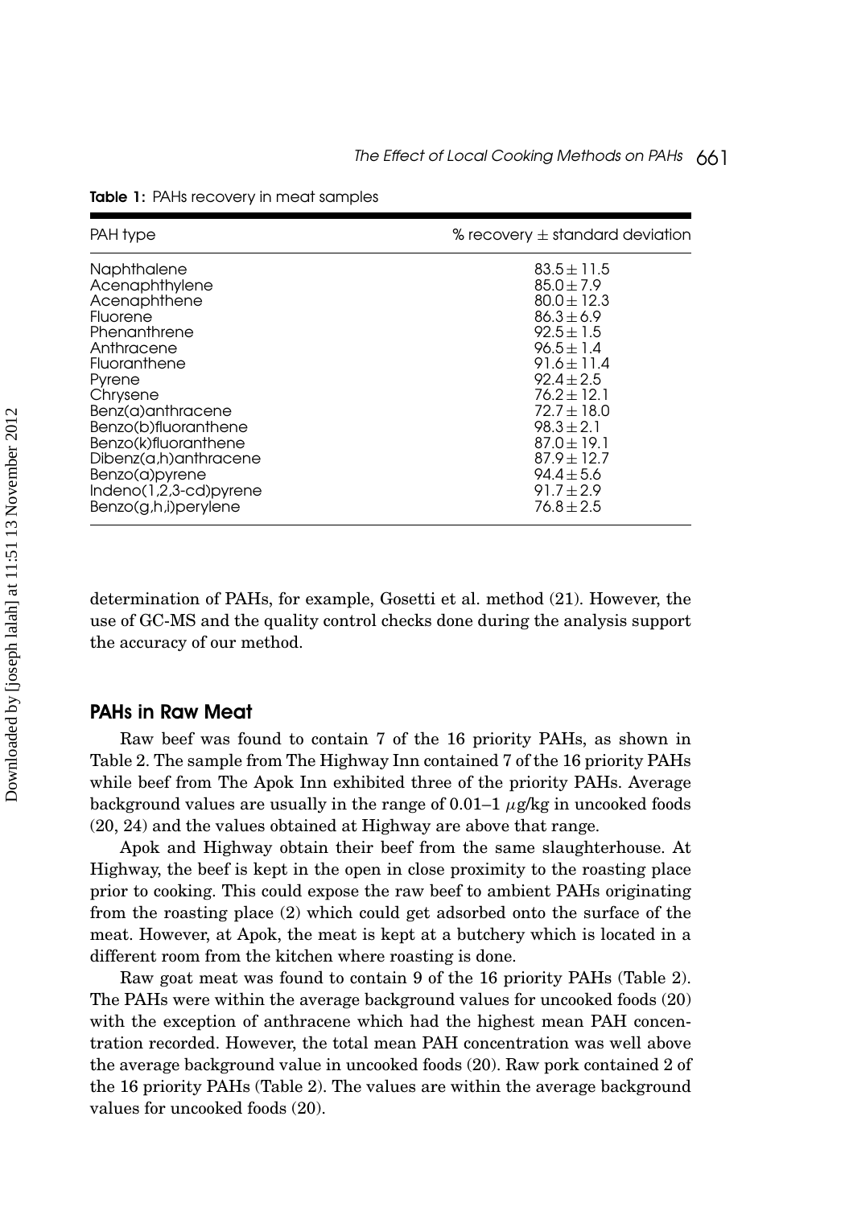**Table 1:** PAHs recovery in meat samples

| PAH type | % recovery ± standard deviation |
|---|---|
| Naphthalene | 83.5 ± 11.5 |
| Acenaphthylene | 85.0 ± 7.9 |
| Acenaphthene | 80.0 ± 12.3 |
| Fluorene | 86.3 ± 6.9 |
| Phenanthrene | 92.5 ± 1.5 |
| Anthracene | 96.5 ± 1.4 |
| Fluoranthene | 91.6 ± 11.4 |
| Pyrene | 92.4 ± 2.5 |
| Chrysene | 76.2 ± 12.1 |
| Benz(a)anthracene | 72.7 ± 18.0 |
| Benzo(b)fluoranthene | 98.3 ± 2.1 |
| Benzo(k)fluoranthene | 87.0 ± 19.1 |
| Dibenz(a,h)anthracene | 87.9 ± 12.7 |
| Benzo(a)pyrene | 94.4 ± 5.6 |
| Indeno(1,2,3-cd)pyrene | 91.7 ± 2.9 |
| Benzo(g,h,i)perylene | 76.8 ± 2.5 |

determination of PAHs, for example, Gosetti et al. method (21). However, the use of GC-MS and the quality control checks done during the analysis support the accuracy of our method.

## PAHs in Raw Meat

Raw beef was found to contain 7 of the 16 priority PAHs, as shown in Table 2. The sample from The Highway Inn contained 7 of the 16 priority PAHs while beef from The Apok Inn exhibited three of the priority PAHs. Average background values are usually in the range of 0.01–1 $\mu$g/kg in uncooked foods (20, 24) and the values obtained at Highway are above that range.

Apok and Highway obtain their beef from the same slaughterhouse. At Highway, the beef is kept in the open in close proximity to the roasting place prior to cooking. This could expose the raw beef to ambient PAHs originating from the roasting place (2) which could get adsorbed onto the surface of the meat. However, at Apok, the meat is kept at a butchery which is located in a different room from the kitchen where roasting is done.

Raw goat meat was found to contain 9 of the 16 priority PAHs (Table 2). The PAHs were within the average background values for uncooked foods (20) with the exception of anthracene which had the highest mean PAH concentration recorded. However, the total mean PAH concentration was well above the average background value in uncooked foods (20). Raw pork contained 2 of the 16 priority PAHs (Table 2). The values are within the average background values for uncooked foods (20).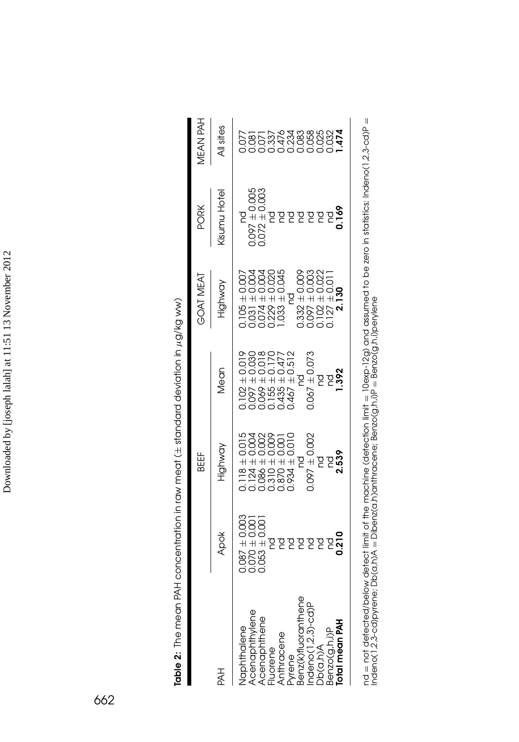**Table 2**: The mean PAH concentration in raw meat (± standard deviation in $\mu$g/kg ww)

| | BEEF | | | GOAT MEAT | PORK | MEAN PAH |
|---|---|---|---|---|---|---|
| PAH | Apok | Highway | Mean | Highway | Kisumu Hotel | All sites |
| Naphthalene | 0.087 ± 0.003 | 0.118 ± 0.015 | 0.102 ± 0.019 | 0.105 ± 0.007 | nd | 0.077 |
| Acenaphthylene | 0.070 ± 0.001 | 0.124 ± 0.004 | 0.097 ± 0.030 | 0.031 ± 0.004 | 0.097 ± 0.005 | 0.081 |
| Acenaphthene | 0.053 ± 0.001 | 0.086 ± 0.002 | 0.069 ± 0.018 | 0.074 ± 0.004 | 0.072 ± 0.003 | 0.071 |
| Fluorene | nd | 0.310 ± 0.009 | 0.155 ± 0.170 | 0.229 ± 0.020 | nd | 0.337 |
| Anthracene | nd | 0.870 ± 0.001 | 0.435 ± 0.477 | 1.033 ± 0.045 | nd | 0.476 |
| Pyrene | nd | 0.934 ± 0.010 | 0.467 ± 0.512 | nd | nd | 0.234 |
| Benz(k)fluoranthene | nd | nd | nd | 0.332 ± 0.009 | nd | 0.083 |
| Indeno(1,2,3)-cd)P | nd | 0.097 ± 0.002 | 0.067 ± 0.073 | 0.097 ± 0.003 | nd | 0.058 |
| Db(a,h)A | nd | nd | nd | 0.102 ± 0.022 | nd | 0.025 |
| Benzo(g,h,i)P | nd | nd | nd | 0.127 ± 0.011 | nd | 0.032 |
| **Total mean PAH** | **0.210** | **2.539** | **1.392** | **2.130** | **0.169** | **1.474** |

nd = not detected/below detect limit of the machine (detection limit = 10exp-12g) and assumed to be zero in statistics; Indeno(1,2,3-cd)P = Indeno(1,2,3-cd)pyrene; Db(a,h)A = Dibenz(a,h)anthracene; Benzo(g,h,i)P = Benzo(g,h,i)perylene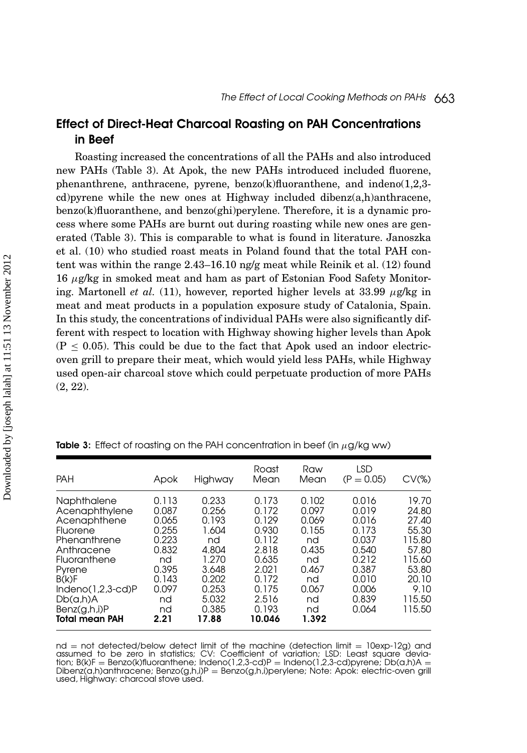## Effect of Direct-Heat Charcoal Roasting on PAH Concentrations in Beef

Roasting increased the concentrations of all the PAHs and also introduced new PAHs (Table 3). At Apok, the new PAHs introduced included fluorene, phenanthrene, anthracene, pyrene, benzo(k)fluoranthene, and indeno(1,2,3-cd)pyrene while the new ones at Highway included dibenz(a,h)anthracene, benzo(k)fluoranthene, and benzo(ghi)perylene. Therefore, it is a dynamic process where some PAHs are burnt out during roasting while new ones are generated (Table 3). This is comparable to what is found in literature. Janoszka et al. (10) who studied roast meats in Poland found that the total PAH content was within the range 2.43–16.10 ng/g meat while Reinik et al. (12) found 16 $\mu$g/kg in smoked meat and ham as part of Estonian Food Safety Monitoring. Martonell *et al.* (11), however, reported higher levels at 33.99 $\mu$g/kg in meat and meat products in a population exposure study of Catalonia, Spain. In this study, the concentrations of individual PAHs were also significantly different with respect to location with Highway showing higher levels than Apok ($P \leq 0.05$). This could be due to the fact that Apok used an indoor electric-oven grill to prepare their meat, which would yield less PAHs, while Highway used open-air charcoal stove which could perpetuate production of more PAHs (2, 22).

**Table 3:** Effect of roasting on the PAH concentration in beef (in $\mu$g/kg ww)

| PAH | Apok | Highway | Roast Mean | Raw Mean | LSD ($P = 0.05$) | CV(%) |
|---|---|---|---|---|---|---|
| Naphthalene | 0.113 | 0.233 | 0.173 | 0.102 | 0.016 | 19.70 |
| Acenaphthylene | 0.087 | 0.256 | 0.172 | 0.097 | 0.019 | 24.80 |
| Acenaphthene | 0.065 | 0.193 | 0.129 | 0.069 | 0.016 | 27.40 |
| Fluorene | 0.255 | 1.604 | 0.930 | 0.155 | 0.173 | 55.30 |
| Phenanthrene | 0.223 | nd | 0.112 | nd | 0.037 | 115.80 |
| Anthracene | 0.832 | 4.804 | 2.818 | 0.435 | 0.540 | 57.80 |
| Fluoranthene | nd | 1.270 | 0.635 | nd | 0.212 | 115.60 |
| Pyrene | 0.395 | 3.648 | 2.021 | 0.467 | 0.387 | 53.80 |
| B(k)F | 0.143 | 0.202 | 0.172 | nd | 0.010 | 20.10 |
| Indeno(1,2,3-cd)P | 0.097 | 0.253 | 0.175 | 0.067 | 0.006 | 9.10 |
| Db(a,h)A | nd | 5.032 | 2.516 | nd | 0.839 | 115.50 |
| Benz(g,h,i)P | nd | 0.385 | 0.193 | nd | 0.064 | 115.50 |
| **Total mean PAH** | **2.21** | **17.88** | **10.046** | **1.392** | | |

nd = not detected/below detect limit of the machine (detection limit = 10exp-12g) and assumed to be zero in statistics; CV: Coefficient of variation; LSD: Least square deviation; B(k)F = Benzo(k)fluoranthene; Indeno(1,2,3-cd)P = Indeno(1,2,3-cd)pyrene; Db(a,h)A = Dibenz(a,h)anthracene; Benzo(g,h,i)P = Benzo(g,h,i)perylene; Note: Apok: electric-oven grill used, Highway: charcoal stove used.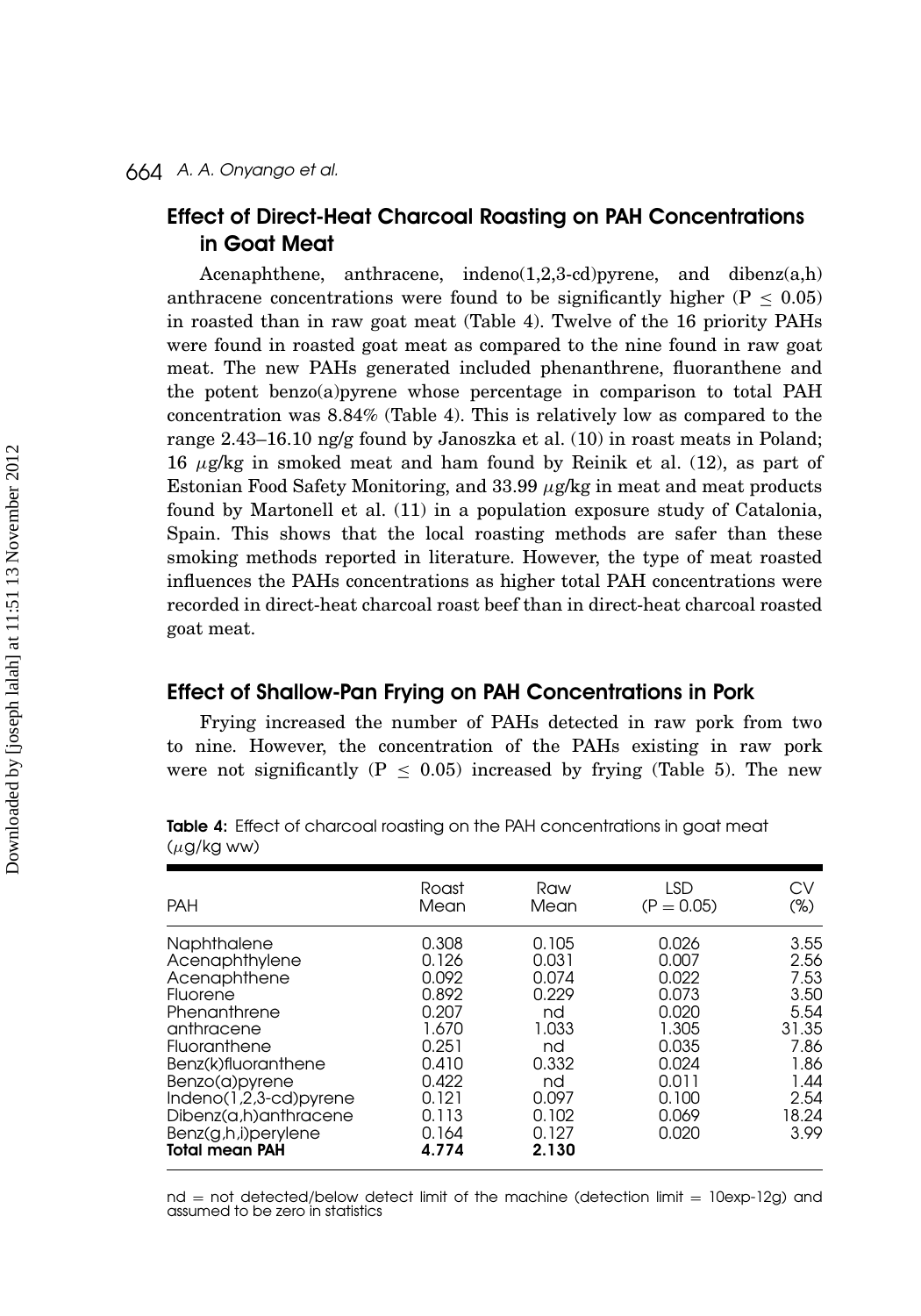## Effect of Direct-Heat Charcoal Roasting on PAH Concentrations in Goat Meat

Acenaphthene, anthracene, indeno(1,2,3-cd)pyrene, and dibenz(a,h) anthracene concentrations were found to be significantly higher ($P \leq 0.05$) in roasted than in raw goat meat (Table 4). Twelve of the 16 priority PAHs were found in roasted goat meat as compared to the nine found in raw goat meat. The new PAHs generated included phenanthrene, fluoranthene and the potent benzo(a)pyrene whose percentage in comparison to total PAH concentration was 8.84% (Table 4). This is relatively low as compared to the range 2.43–16.10 ng/g found by Janoszka et al. (10) in roast meats in Poland; 16 $\mu$g/kg in smoked meat and ham found by Reinik et al. (12), as part of Estonian Food Safety Monitoring, and 33.99 $\mu$g/kg in meat and meat products found by Martonell et al. (11) in a population exposure study of Catalonia, Spain. This shows that the local roasting methods are safer than these smoking methods reported in literature. However, the type of meat roasted influences the PAHs concentrations as higher total PAH concentrations were recorded in direct-heat charcoal roast beef than in direct-heat charcoal roasted goat meat.

## Effect of Shallow-Pan Frying on PAH Concentrations in Pork

Frying increased the number of PAHs detected in raw pork from two to nine. However, the concentration of the PAHs existing in raw pork were not significantly ($P \leq 0.05$) increased by frying (Table 5). The new

**Table 4:** Effect of charcoal roasting on the PAH concentrations in goat meat ($\mu$g/kg ww)

| PAH | Roast Mean | Raw Mean | LSD ($P = 0.05$) | CV (%) |
|---|---|---|---|---|
| Naphthalene | 0.308 | 0.105 | 0.026 | 3.55 |
| Acenaphthylene | 0.126 | 0.031 | 0.007 | 2.56 |
| Acenaphthene | 0.092 | 0.074 | 0.022 | 7.53 |
| Fluorene | 0.892 | 0.229 | 0.073 | 3.50 |
| Phenanthrene | 0.207 | nd | 0.020 | 5.54 |
| anthracene | 1.670 | 1.033 | 1.305 | 31.35 |
| Fluoranthene | 0.251 | nd | 0.035 | 7.86 |
| Benz(k)fluoranthene | 0.410 | 0.332 | 0.024 | 1.86 |
| Benzo(a)pyrene | 0.422 | nd | 0.011 | 1.44 |
| Indeno(1,2,3-cd)pyrene | 0.121 | 0.097 | 0.100 | 2.54 |
| Dibenz(a,h)anthracene | 0.113 | 0.102 | 0.069 | 18.24 |
| Benz(g,h,i)perylene | 0.164 | 0.127 | 0.020 | 3.99 |
| **Total mean PAH** | **4.774** | **2.130** | | |

nd = not detected/below detect limit of the machine (detection limit = 10exp-12g) and assumed to be zero in statistics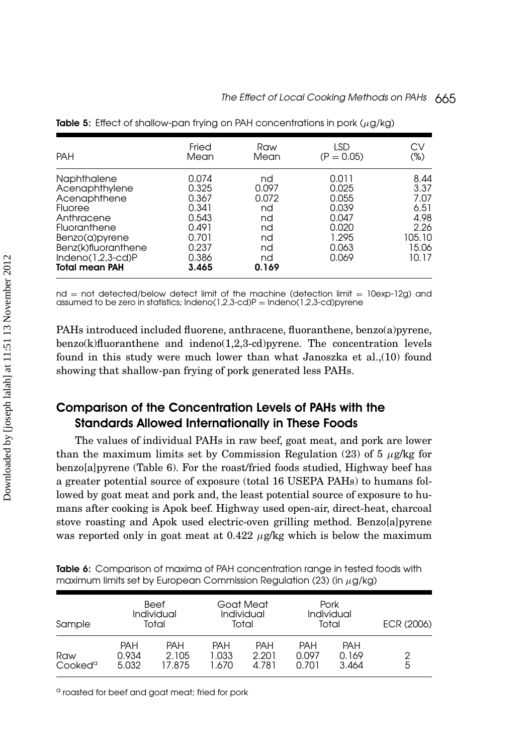**Table 5:** Effect of shallow-pan frying on PAH concentrations in pork ($\mu$g/kg)

| PAH | Fried Mean | Raw Mean | LSD ($P = 0.05$) | CV (%) |
|---|---|---|---|---|
| Naphthalene | 0.074 | nd | 0.011 | 8.44 |
| Acenaphthylene | 0.325 | 0.097 | 0.025 | 3.37 |
| Acenaphthene | 0.367 | 0.072 | 0.055 | 7.07 |
| Fluoree | 0.341 | nd | 0.039 | 6.51 |
| Anthracene | 0.543 | nd | 0.047 | 4.98 |
| Fluoranthene | 0.491 | nd | 0.020 | 2.26 |
| Benzo(a)pyrene | 0.701 | nd | 1.295 | 105.10 |
| Benz(k)fluoranthene | 0.237 | nd | 0.063 | 15.06 |
| Indeno(1,2,3-cd)P | 0.386 | nd | 0.069 | 10.17 |
| **Total mean PAH** | **3.465** | **0.169** | | |

nd = not detected/below detect limit of the machine (detection limit = 10exp-12g) and assumed to be zero in statistics; Indeno(1,2,3-cd)P = Indeno(1,2,3-cd)pyrene

PAHs introduced included fluorene, anthracene, fluoranthene, benzo(a)pyrene, benzo(k)fluoranthene and indeno(1,2,3-cd)pyrene. The concentration levels found in this study were much lower than what Janoszka et al.,(10) found showing that shallow-pan frying of pork generated less PAHs.

## Comparison of the Concentration Levels of PAHs with the Standards Allowed Internationally in These Foods

The values of individual PAHs in raw beef, goat meat, and pork are lower than the maximum limits set by Commission Regulation (23) of 5 $\mu$g/kg for benzo[a]pyrene (Table 6). For the roast/fried foods studied, Highway beef has a greater potential source of exposure (total 16 USEPA PAHs) to humans followed by goat meat and pork and, the least potential source of exposure to humans after cooking is Apok beef. Highway used open-air, direct-heat, charcoal stove roasting and Apok used electric-oven grilling method. Benzo[a]pyrene was reported only in goat meat at 0.422 $\mu$g/kg which is below the maximum

**Table 6:** Comparison of maxima of PAH concentration range in tested foods with maximum limits set by European Commission Regulation (23) (in $\mu$g/kg)

| Sample | Beef Individual PAH | Beef Total PAH | Goat Meat Individual PAH | Goat Meat Total PAH | Pork Individual PAH | Pork Total PAH | ECR (2006) |
|---|---|---|---|---|---|---|---|
| Raw | 0.934 | 2.105 | 1.033 | 2.201 | 0.097 | 0.169 | 2 |
| Cooked[a] | 5.032 | 17.875 | 1.670 | 4.781 | 0.701 | 3.464 | 5 |

[a] roasted for beef and goat meat; fried for pork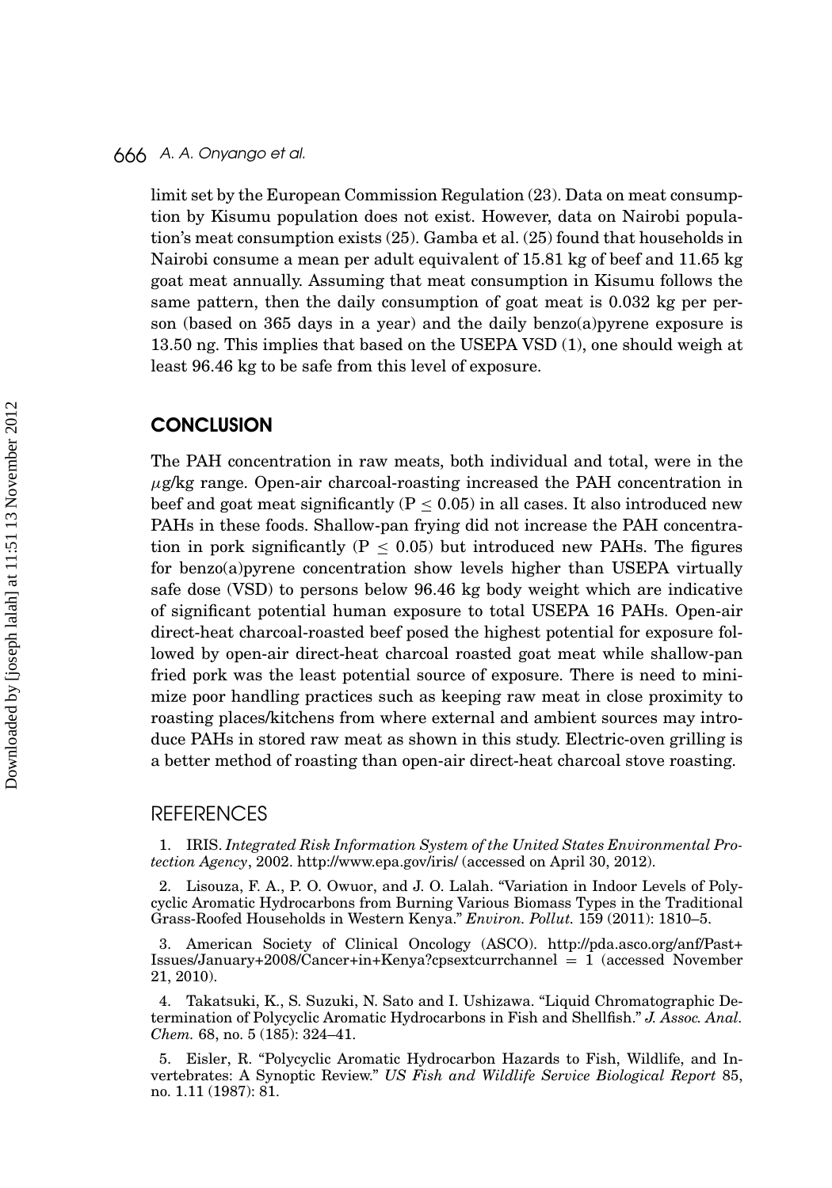limit set by the European Commission Regulation (23). Data on meat consumption by Kisumu population does not exist. However, data on Nairobi population's meat consumption exists (25). Gamba et al. (25) found that households in Nairobi consume a mean per adult equivalent of 15.81 kg of beef and 11.65 kg goat meat annually. Assuming that meat consumption in Kisumu follows the same pattern, then the daily consumption of goat meat is 0.032 kg per person (based on 365 days in a year) and the daily benzo(a)pyrene exposure is 13.50 ng. This implies that based on the USEPA VSD (1), one should weigh at least 96.46 kg to be safe from this level of exposure.

## CONCLUSION

The PAH concentration in raw meats, both individual and total, were in the $\mu$g/kg range. Open-air charcoal-roasting increased the PAH concentration in beef and goat meat significantly ($P \leq 0.05$) in all cases. It also introduced new PAHs in these foods. Shallow-pan frying did not increase the PAH concentration in pork significantly ($P \leq 0.05$) but introduced new PAHs. The figures for benzo(a)pyrene concentration show levels higher than USEPA virtually safe dose (VSD) to persons below 96.46 kg body weight which are indicative of significant potential human exposure to total USEPA 16 PAHs. Open-air direct-heat charcoal-roasted beef posed the highest potential for exposure followed by open-air direct-heat charcoal roasted goat meat while shallow-pan fried pork was the least potential source of exposure. There is need to minimize poor handling practices such as keeping raw meat in close proximity to roasting places/kitchens from where external and ambient sources may introduce PAHs in stored raw meat as shown in this study. Electric-oven grilling is a better method of roasting than open-air direct-heat charcoal stove roasting.

## REFERENCES

1. IRIS. *Integrated Risk Information System of the United States Environmental Protection Agency*, 2002. http://www.epa.gov/iris/ (accessed on April 30, 2012).

2. Lisouza, F. A., P. O. Owuor, and J. O. Lalah. "Variation in Indoor Levels of Polycyclic Aromatic Hydrocarbons from Burning Various Biomass Types in the Traditional Grass-Roofed Households in Western Kenya." *Environ. Pollut.* 159 (2011): 1810–5.

3. American Society of Clinical Oncology (ASCO). http://pda.asco.org/anf/Past+Issues/January+2008/Cancer+in+Kenya?cpsextcurrchannel = 1 (accessed November 21, 2010).

4. Takatsuki, K., S. Suzuki, N. Sato and I. Ushizawa. "Liquid Chromatographic Determination of Polycyclic Aromatic Hydrocarbons in Fish and Shellfish." *J. Assoc. Anal. Chem.* 68, no. 5 (185): 324–41.

5. Eisler, R. "Polycyclic Aromatic Hydrocarbon Hazards to Fish, Wildlife, and Invertebrates: A Synoptic Review." *US Fish and Wildlife Service Biological Report* 85, no. 1.11 (1987): 81.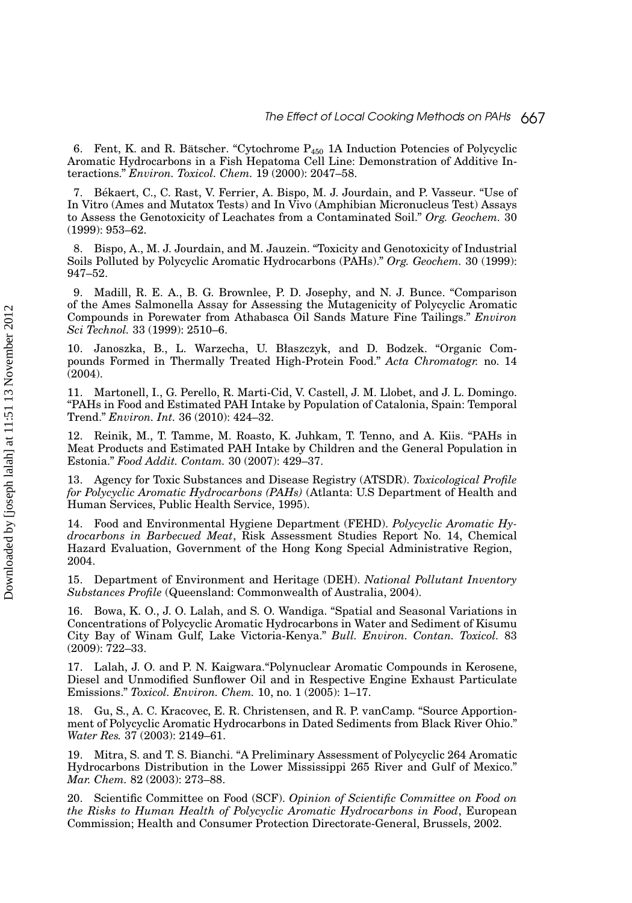6. Fent, K. and R. Bätscher. "Cytochrome $P_{450}$ 1A Induction Potencies of Polycyclic Aromatic Hydrocarbons in a Fish Hepatoma Cell Line: Demonstration of Additive Interactions." *Environ. Toxicol. Chem.* 19 (2000): 2047–58.

7. Békaert, C., C. Rast, V. Ferrier, A. Bispo, M. J. Jourdain, and P. Vasseur. "Use of In Vitro (Ames and Mutatox Tests) and In Vivo (Amphibian Micronucleus Test) Assays to Assess the Genotoxicity of Leachates from a Contaminated Soil." *Org. Geochem.* 30 (1999): 953–62.

8. Bispo, A., M. J. Jourdain, and M. Jauzein. "Toxicity and Genotoxicity of Industrial Soils Polluted by Polycyclic Aromatic Hydrocarbons (PAHs)." *Org. Geochem.* 30 (1999): 947–52.

9. Madill, R. E. A., B. G. Brownlee, P. D. Josephy, and N. J. Bunce. "Comparison of the Ames Salmonella Assay for Assessing the Mutagenicity of Polycyclic Aromatic Compounds in Porewater from Athabasca Oil Sands Mature Fine Tailings." *Environ Sci Technol.* 33 (1999): 2510–6.

10. Janoszka, B., L. Warzecha, U. Błaszczyk, and D. Bodzek. "Organic Compounds Formed in Thermally Treated High-Protein Food." *Acta Chromatogr.* no. 14 (2004).

11. Martonell, I., G. Perello, R. Marti-Cid, V. Castell, J. M. Llobet, and J. L. Domingo. "PAHs in Food and Estimated PAH Intake by Population of Catalonia, Spain: Temporal Trend." *Environ. Int.* 36 (2010): 424–32.

12. Reinik, M., T. Tamme, M. Roasto, K. Juhkam, T. Tenno, and A. Kiis. "PAHs in Meat Products and Estimated PAH Intake by Children and the General Population in Estonia." *Food Addit. Contam.* 30 (2007): 429–37.

13. Agency for Toxic Substances and Disease Registry (ATSDR). *Toxicological Profile for Polycyclic Aromatic Hydrocarbons (PAHs)* (Atlanta: U.S Department of Health and Human Services, Public Health Service, 1995).

14. Food and Environmental Hygiene Department (FEHD). *Polycyclic Aromatic Hydrocarbons in Barbecued Meat*, Risk Assessment Studies Report No. 14, Chemical Hazard Evaluation, Government of the Hong Kong Special Administrative Region, 2004.

15. Department of Environment and Heritage (DEH). *National Pollutant Inventory Substances Profile* (Queensland: Commonwealth of Australia, 2004).

16. Bowa, K. O., J. O. Lalah, and S. O. Wandiga. "Spatial and Seasonal Variations in Concentrations of Polycyclic Aromatic Hydrocarbons in Water and Sediment of Kisumu City Bay of Winam Gulf, Lake Victoria-Kenya." *Bull. Environ. Contan. Toxicol.* 83 (2009): 722–33.

17. Lalah, J. O. and P. N. Kaigwara."Polynuclear Aromatic Compounds in Kerosene, Diesel and Unmodified Sunflower Oil and in Respective Engine Exhaust Particulate Emissions." *Toxicol. Environ. Chem.* 10, no. 1 (2005): 1–17.

18. Gu, S., A. C. Kracovec, E. R. Christensen, and R. P. vanCamp. "Source Apportionment of Polycyclic Aromatic Hydrocarbons in Dated Sediments from Black River Ohio." *Water Res.* 37 (2003): 2149–61.

19. Mitra, S. and T. S. Bianchi. "A Preliminary Assessment of Polycyclic 264 Aromatic Hydrocarbons Distribution in the Lower Mississippi 265 River and Gulf of Mexico." *Mar. Chem.* 82 (2003): 273–88.

20. Scientific Committee on Food (SCF). *Opinion of Scientific Committee on Food on the Risks to Human Health of Polycyclic Aromatic Hydrocarbons in Food*, European Commission; Health and Consumer Protection Directorate-General, Brussels, 2002.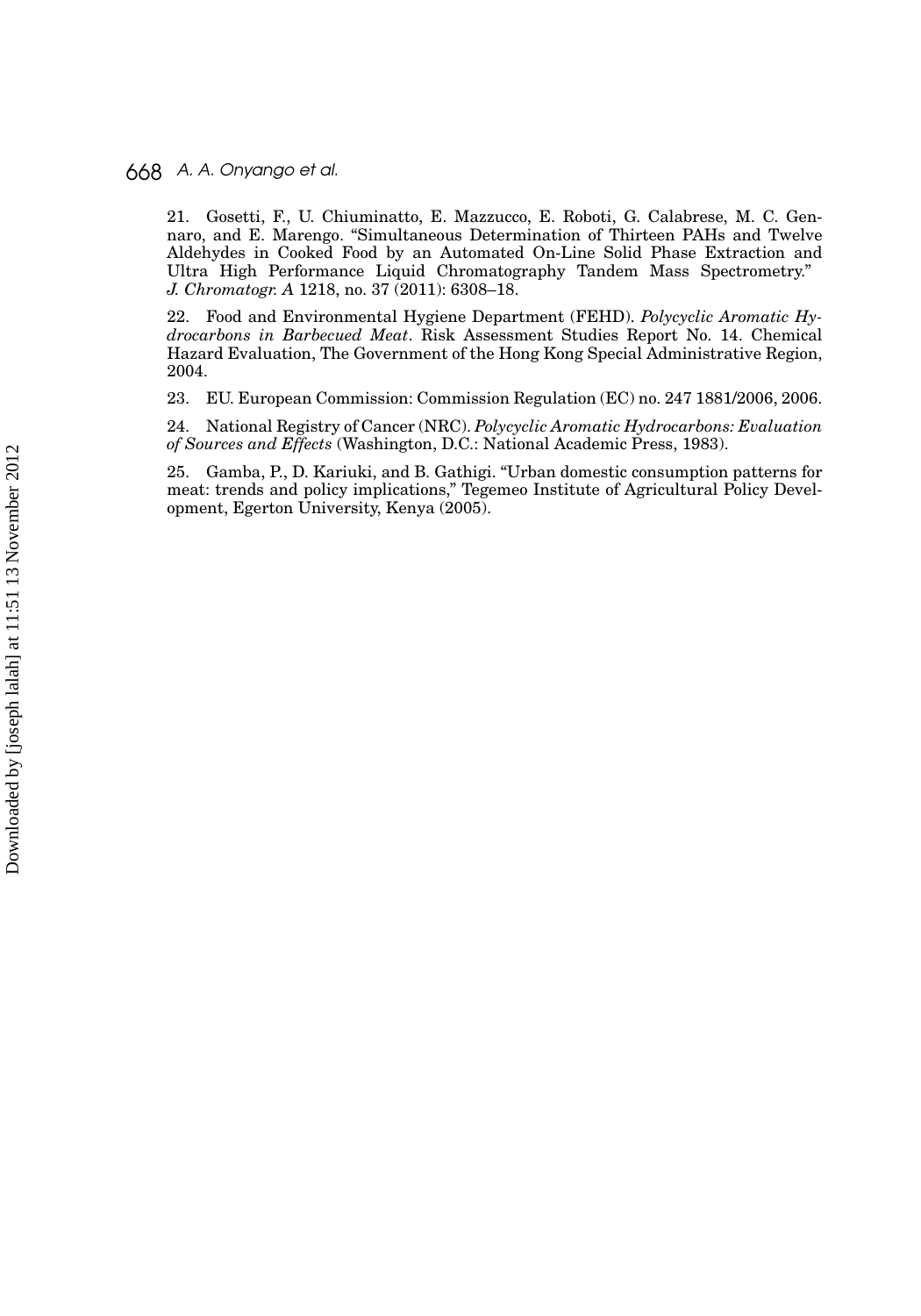21. Gosetti, F., U. Chiuminatto, E. Mazzucco, E. Roboti, G. Calabrese, M. C. Gennaro, and E. Marengo. "Simultaneous Determination of Thirteen PAHs and Twelve Aldehydes in Cooked Food by an Automated On-Line Solid Phase Extraction and Ultra High Performance Liquid Chromatography Tandem Mass Spectrometry." *J. Chromatogr. A* 1218, no. 37 (2011): 6308–18.

22. Food and Environmental Hygiene Department (FEHD). *Polycyclic Aromatic Hydrocarbons in Barbecued Meat*. Risk Assessment Studies Report No. 14. Chemical Hazard Evaluation, The Government of the Hong Kong Special Administrative Region, 2004.

23. EU. European Commission: Commission Regulation (EC) no. 247 1881/2006, 2006.

24. National Registry of Cancer (NRC). *Polycyclic Aromatic Hydrocarbons: Evaluation of Sources and Effects* (Washington, D.C.: National Academic Press, 1983).

25. Gamba, P., D. Kariuki, and B. Gathigi. "Urban domestic consumption patterns for meat: trends and policy implications," Tegemeo Institute of Agricultural Policy Development, Egerton University, Kenya (2005).